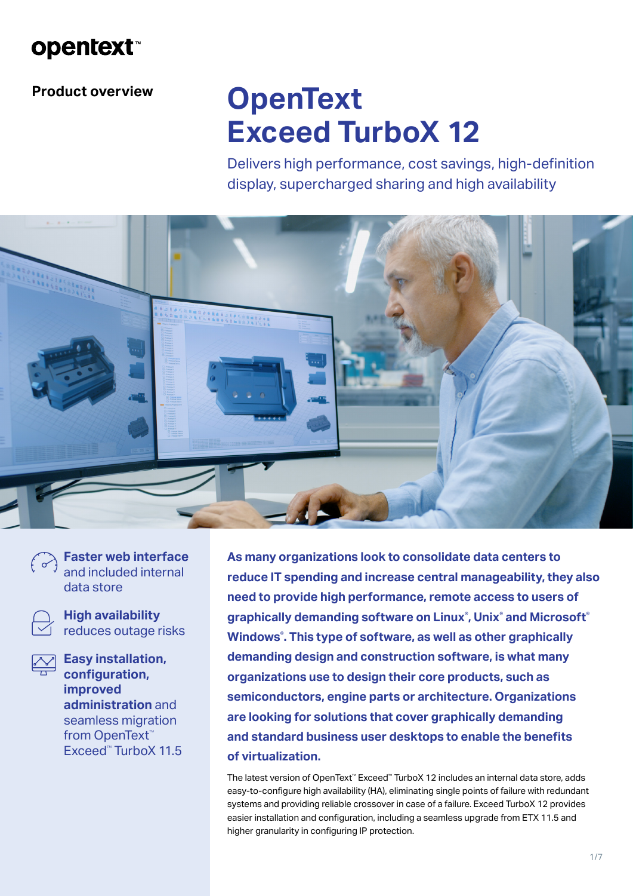opentext™

**Product overview**

# OpenText Exceed TurboX 12

Delivers high performance, cost savings, high-definition display, supercharged sharing and high availability

**Faster web interface** and included internal data store

**High availability** reduces outage risks

**Easy installation, configuration, improved administration** and seamless migration from OpenText™ Exceed™ TurboX 11.5

**As many organizations look to consolidate data centers to reduce IT spending and increase central manageability, they also need to provide high performance, remote access to users of graphically demanding software on Linux®, Unix® and Microsoft® Windows®. This type of software, as well as other graphically demanding design and construction software, is what many organizations use to design their core products, such as semiconductors, engine parts or architecture. Organizations are looking for solutions that cover graphically demanding and standard business user desktops to enable the benefits of virtualization.**

The latest version of OpenText™ Exceed™ TurboX 12 includes an internal data store, adds easy-to-configure high availability (HA), eliminating single points of failure with redundant systems and providing reliable crossover in case of a failure. Exceed TurboX 12 provides easier installation and configuration, including a seamless upgrade from ETX 11.5 and higher granularity in configuring IP protection.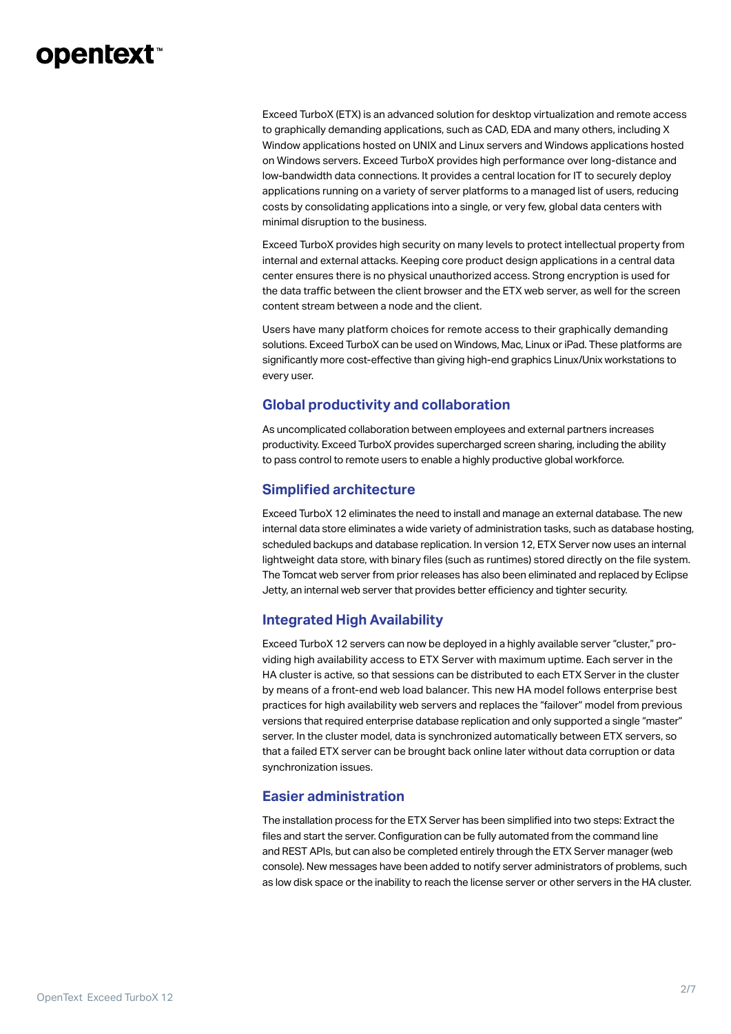Exceed TurboX (ETX) is an advanced solution for desktop virtualization and remote access to graphically demanding applications, such as CAD, EDA and many others, including X Window applications hosted on UNIX and Linux servers and Windows applications hosted on Windows servers. Exceed TurboX provides high performance over long-distance and low-bandwidth data connections. It provides a central location for IT to securely deploy applications running on a variety of server platforms to a managed list of users, reducing costs by consolidating applications into a single, or very few, global data centers with minimal disruption to the business.

Exceed TurboX provides high security on many levels to protect intellectual property from internal and external attacks. Keeping core product design applications in a central data center ensures there is no physical unauthorized access. Strong encryption is used for the data traffic between the client browser and the ETX web server, as well for the screen content stream between a node and the client.

Users have many platform choices for remote access to their graphically demanding solutions. Exceed TurboX can be used on Windows, Mac, Linux or iPad. These platforms are significantly more cost-effective than giving high-end graphics Linux/Unix workstations to every user.

## Global productivity and collaboration

As uncomplicated collaboration between employees and external partners increases productivity. Exceed TurboX provides supercharged screen sharing, including the ability to pass control to remote users to enable a highly productive global workforce.

## Simplified architecture

Exceed TurboX 12 eliminates the need to install and manage an external database. The new internal data store eliminates a wide variety of administration tasks, such as database hosting, scheduled backups and database replication. In version 12, ETX Server now uses an internal lightweight data store, with binary files (such as runtimes) stored directly on the file system. The Tomcat web server from prior releases has also been eliminated and replaced by Eclipse Jetty, an internal web server that provides better efficiency and tighter security.

## Integrated High Availability

Exceed TurboX 12 servers can now be deployed in a highly available server "cluster," providing high availability access to ETX Server with maximum uptime. Each server in the HA cluster is active, so that sessions can be distributed to each ETX Server in the cluster by means of a front-end web load balancer. This new HA model follows enterprise best practices for high availability web servers and replaces the "failover" model from previous versions that required enterprise database replication and only supported a single "master" server. In the cluster model, data is synchronized automatically between ETX servers, so that a failed ETX server can be brought back online later without data corruption or data synchronization issues.

## Easier administration

The installation process for the ETX Server has been simplified into two steps: Extract the files and start the server. Configuration can be fully automated from the command line and REST APIs, but can also be completed entirely through the ETX Server manager (web console). New messages have been added to notify server administrators of problems, such as low disk space or the inability to reach the license server or other servers in the HA cluster.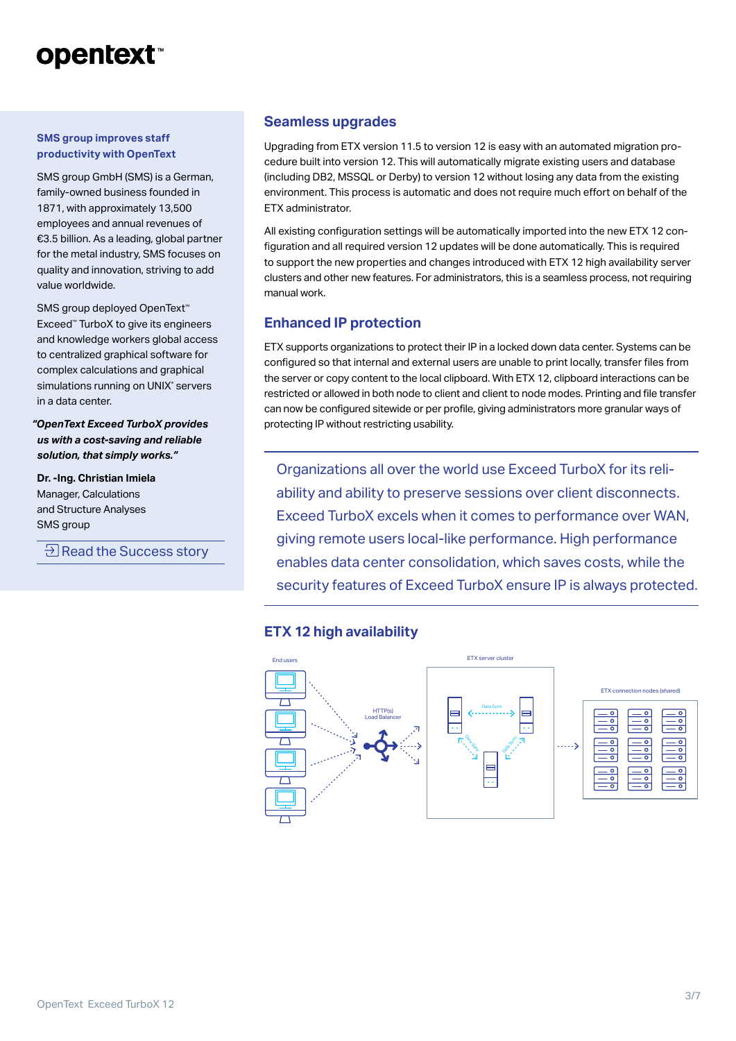### SMS group improves staff productivity with OpenText

SMS group GmbH (SMS) is a German, family-owned business founded in 1871, with approximately 13,500 employees and annual revenues of €3.5 billion. As a leading, global partner for the metal industry, SMS focuses on quality and innovation, striving to add value worldwide.

SMS group deployed OpenText™ Exceed™ TurboX to give its engineers and knowledge workers global access to centralized graphical software for complex calculations and graphical simulations running on UNIX® servers in a data center.

***"OpenText Exceed TurboX provides us with a cost-saving and reliable solution, that simply works."***

**Dr. -Ing. Christian Imiela**
Manager, Calculations and Structure Analyses
SMS group

Read the Success story

## Seamless upgrades

Upgrading from ETX version 11.5 to version 12 is easy with an automated migration procedure built into version 12. This will automatically migrate existing users and database (including DB2, MSSQL or Derby) to version 12 without losing any data from the existing environment. This process is automatic and does not require much effort on behalf of the ETX administrator.

All existing configuration settings will be automatically imported into the new ETX 12 configuration and all required version 12 updates will be done automatically. This is required to support the new properties and changes introduced with ETX 12 high availability server clusters and other new features. For administrators, this is a seamless process, not requiring manual work.

## Enhanced IP protection

ETX supports organizations to protect their IP in a locked down data center. Systems can be configured so that internal and external users are unable to print locally, transfer files from the server or copy content to the local clipboard. With ETX 12, clipboard interactions can be restricted or allowed in both node to client and client to node modes. Printing and file transfer can now be configured sitewide or per profile, giving administrators more granular ways of protecting IP without restricting usability.

> Organizations all over the world use Exceed TurboX for its reliability and ability to preserve sessions over client disconnects. Exceed TurboX excels when it comes to performance over WAN, giving remote users local-like performance. High performance enables data center consolidation, which saves costs, while the security features of Exceed TurboX ensure IP is always protected.

## ETX 12 high availability

End users

HTTP(s) Load Balancer

ETX server cluster

Data Sync

ETX connection nodes (shared)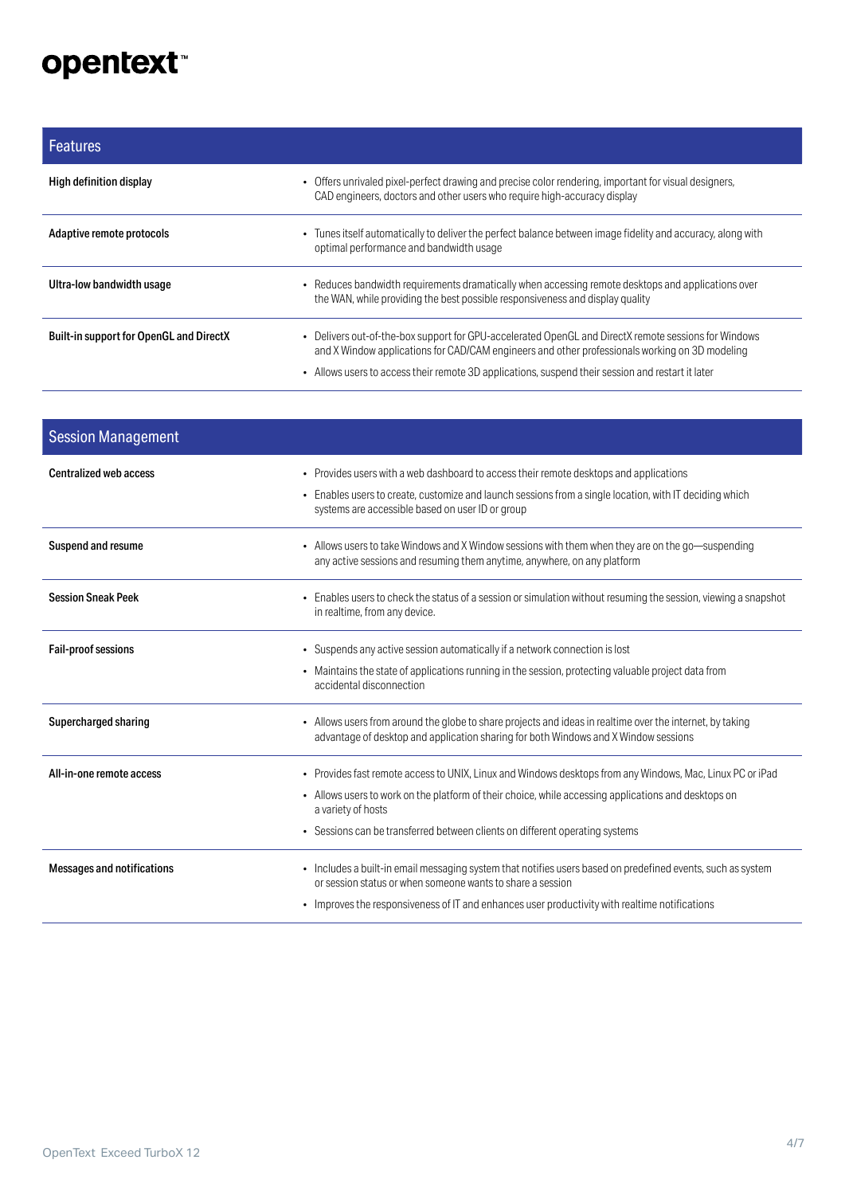| Features | |
|---|---|
| **High definition display** | • Offers unrivaled pixel-perfect drawing and precise color rendering, important for visual designers, CAD engineers, doctors and other users who require high-accuracy display |
| **Adaptive remote protocols** | • Tunes itself automatically to deliver the perfect balance between image fidelity and accuracy, along with optimal performance and bandwidth usage |
| **Ultra-low bandwidth usage** | • Reduces bandwidth requirements dramatically when accessing remote desktops and applications over the WAN, while providing the best possible responsiveness and display quality |
| **Built-in support for OpenGL and DirectX** | • Delivers out-of-the-box support for GPU-accelerated OpenGL and DirectX remote sessions for Windows and X Window applications for CAD/CAM engineers and other professionals working on 3D modeling<br>• Allows users to access their remote 3D applications, suspend their session and restart it later |

| Session Management | |
|---|---|
| **Centralized web access** | • Provides users with a web dashboard to access their remote desktops and applications<br>• Enables users to create, customize and launch sessions from a single location, with IT deciding which systems are accessible based on user ID or group |
| **Suspend and resume** | • Allows users to take Windows and X Window sessions with them when they are on the go—suspending any active sessions and resuming them anytime, anywhere, on any platform |
| **Session Sneak Peek** | • Enables users to check the status of a session or simulation without resuming the session, viewing a snapshot in realtime, from any device. |
| **Fail-proof sessions** | • Suspends any active session automatically if a network connection is lost<br>• Maintains the state of applications running in the session, protecting valuable project data from accidental disconnection |
| **Supercharged sharing** | • Allows users from around the globe to share projects and ideas in realtime over the internet, by taking advantage of desktop and application sharing for both Windows and X Window sessions |
| **All-in-one remote access** | • Provides fast remote access to UNIX, Linux and Windows desktops from any Windows, Mac, Linux PC or iPad<br>• Allows users to work on the platform of their choice, while accessing applications and desktops on a variety of hosts<br>• Sessions can be transferred between clients on different operating systems |
| **Messages and notifications** | • Includes a built-in email messaging system that notifies users based on predefined events, such as system or session status or when someone wants to share a session<br>• Improves the responsiveness of IT and enhances user productivity with realtime notifications |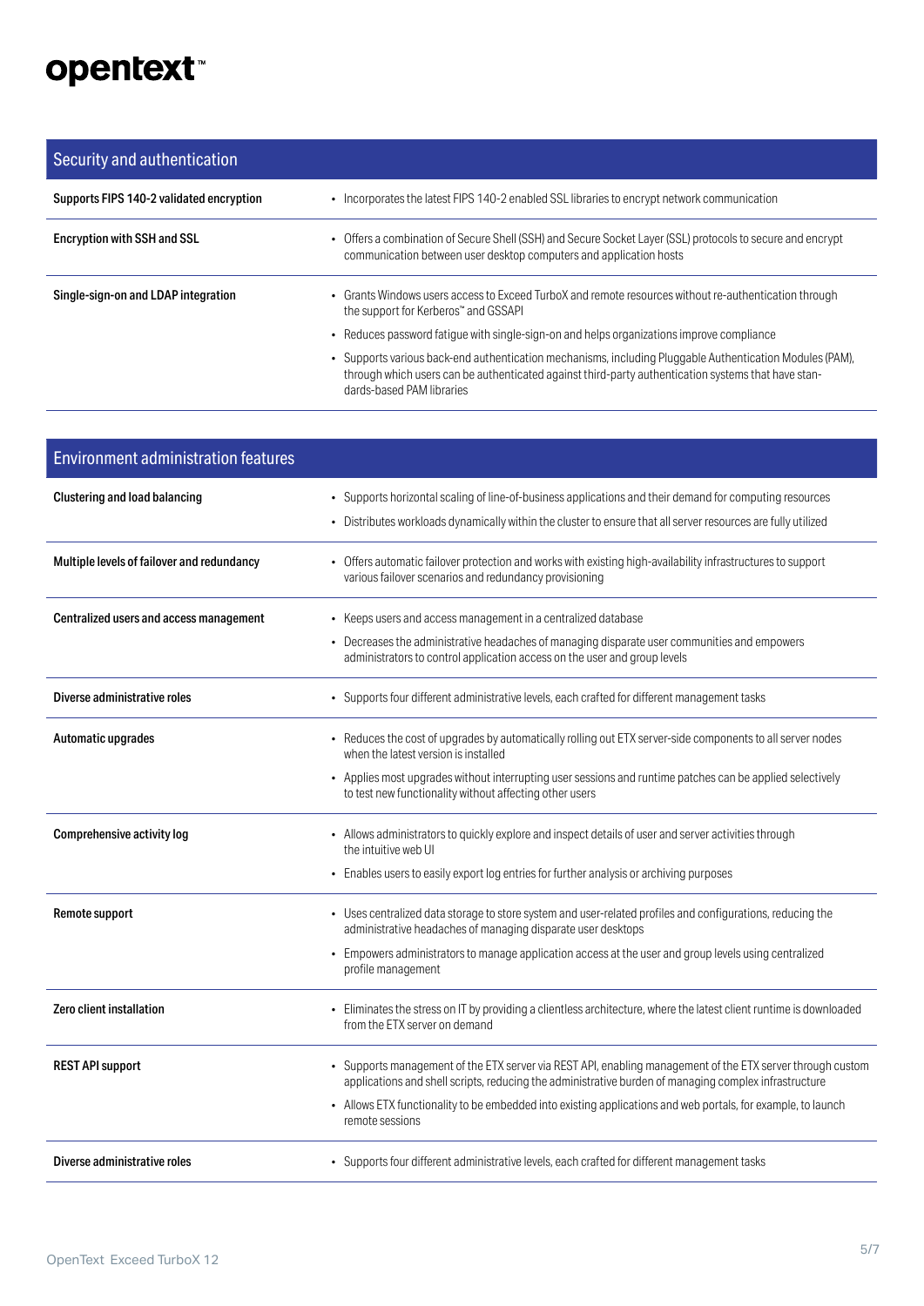## Security and authentication

| Feature | Description |
| --- | --- |
| **Supports FIPS 140-2 validated encryption** | • Incorporates the latest FIPS 140-2 enabled SSL libraries to encrypt network communication |
| **Encryption with SSH and SSL** | • Offers a combination of Secure Shell (SSH) and Secure Socket Layer (SSL) protocols to secure and encrypt communication between user desktop computers and application hosts |
| **Single-sign-on and LDAP integration** | • Grants Windows users access to Exceed TurboX and remote resources without re-authentication through the support for Kerberos™ and GSSAPI<br>• Reduces password fatigue with single-sign-on and helps organizations improve compliance<br>• Supports various back-end authentication mechanisms, including Pluggable Authentication Modules (PAM), through which users can be authenticated against third-party authentication systems that have standards-based PAM libraries |

## Environment administration features

| Feature | Description |
| --- | --- |
| **Clustering and load balancing** | • Supports horizontal scaling of line-of-business applications and their demand for computing resources<br>• Distributes workloads dynamically within the cluster to ensure that all server resources are fully utilized |
| **Multiple levels of failover and redundancy** | • Offers automatic failover protection and works with existing high-availability infrastructures to support various failover scenarios and redundancy provisioning |
| **Centralized users and access management** | • Keeps users and access management in a centralized database<br>• Decreases the administrative headaches of managing disparate user communities and empowers administrators to control application access on the user and group levels |
| **Diverse administrative roles** | • Supports four different administrative levels, each crafted for different management tasks |
| **Automatic upgrades** | • Reduces the cost of upgrades by automatically rolling out ETX server-side components to all server nodes when the latest version is installed<br>• Applies most upgrades without interrupting user sessions and runtime patches can be applied selectively to test new functionality without affecting other users |
| **Comprehensive activity log** | • Allows administrators to quickly explore and inspect details of user and server activities through the intuitive web UI<br>• Enables users to easily export log entries for further analysis or archiving purposes |
| **Remote support** | • Uses centralized data storage to store system and user-related profiles and configurations, reducing the administrative headaches of managing disparate user desktops<br>• Empowers administrators to manage application access at the user and group levels using centralized profile management |
| **Zero client installation** | • Eliminates the stress on IT by providing a clientless architecture, where the latest client runtime is downloaded from the ETX server on demand |
| **REST API support** | • Supports management of the ETX server via REST API, enabling management of the ETX server through custom applications and shell scripts, reducing the administrative burden of managing complex infrastructure<br>• Allows ETX functionality to be embedded into existing applications and web portals, for example, to launch remote sessions |
| **Diverse administrative roles** | • Supports four different administrative levels, each crafted for different management tasks |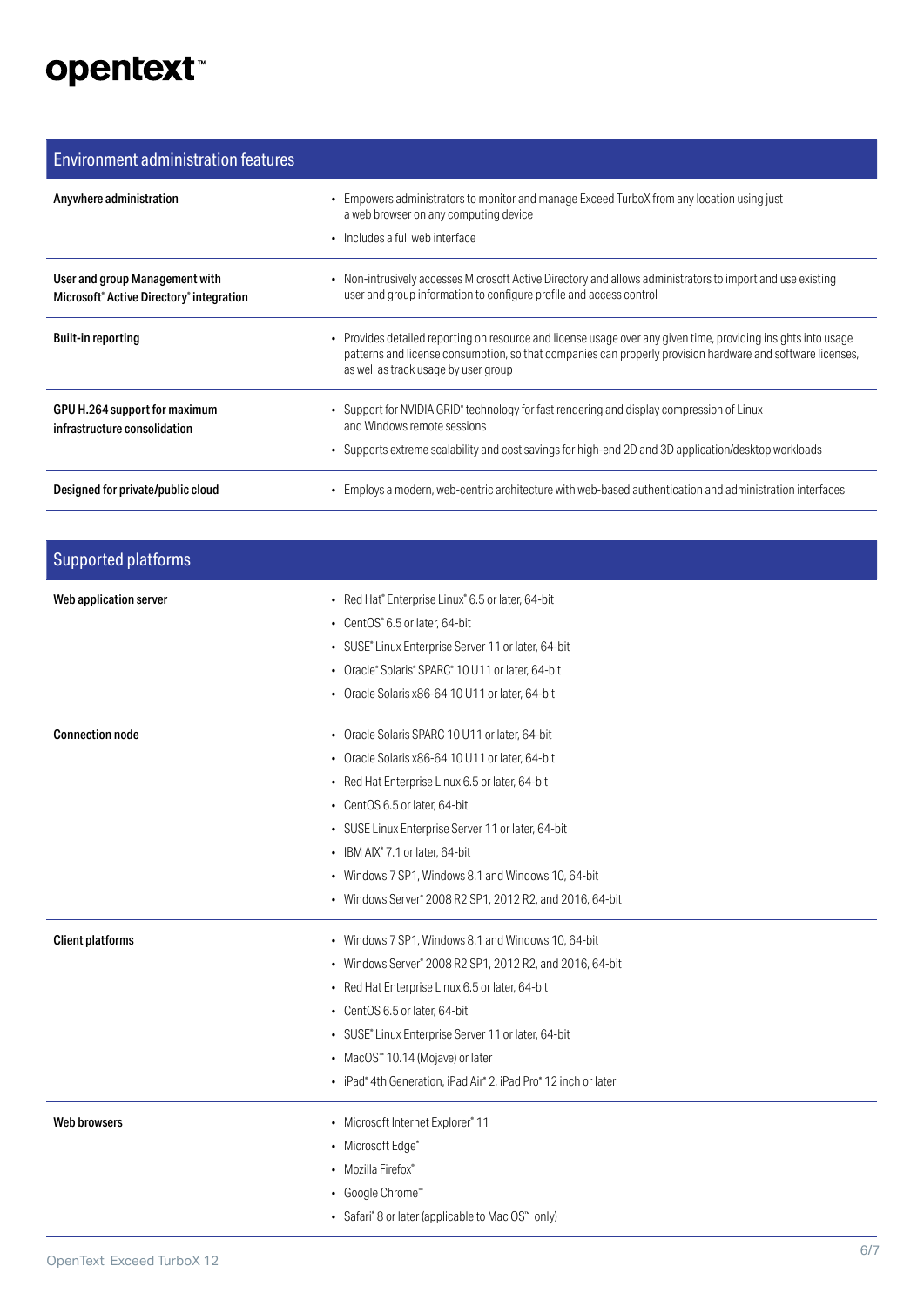## Environment administration features

| | |
|---|---|
| **Anywhere administration** | • Empowers administrators to monitor and manage Exceed TurboX from any location using just a web browser on any computing device<br>• Includes a full web interface |
| **User and group Management with Microsoft® Active Directory® integration** | • Non-intrusively accesses Microsoft Active Directory and allows administrators to import and use existing user and group information to configure profile and access control |
| **Built-in reporting** | • Provides detailed reporting on resource and license usage over any given time, providing insights into usage patterns and license consumption, so that companies can properly provision hardware and software licenses, as well as track usage by user group |
| **GPU H.264 support for maximum infrastructure consolidation** | • Support for NVIDIA GRID® technology for fast rendering and display compression of Linux and Windows remote sessions<br>• Supports extreme scalability and cost savings for high-end 2D and 3D application/desktop workloads |
| **Designed for private/public cloud** | • Employs a modern, web-centric architecture with web-based authentication and administration interfaces |

## Supported platforms

| | |
|---|---|
| **Web application server** | • Red Hat® Enterprise Linux® 6.5 or later, 64-bit<br>• CentOS® 6.5 or later, 64-bit<br>• SUSE® Linux Enterprise Server 11 or later, 64-bit<br>• Oracle® Solaris® SPARC® 10 U11 or later, 64-bit<br>• Oracle Solaris x86-64 10 U11 or later, 64-bit |
| **Connection node** | • Oracle Solaris SPARC 10 U11 or later, 64-bit<br>• Oracle Solaris x86-64 10 U11 or later, 64-bit<br>• Red Hat Enterprise Linux 6.5 or later, 64-bit<br>• CentOS 6.5 or later, 64-bit<br>• SUSE Linux Enterprise Server 11 or later, 64-bit<br>• IBM AIX® 7.1 or later, 64-bit<br>• Windows 7 SP1, Windows 8.1 and Windows 10, 64-bit<br>• Windows Server® 2008 R2 SP1, 2012 R2, and 2016, 64-bit |
| **Client platforms** | • Windows 7 SP1, Windows 8.1 and Windows 10, 64-bit<br>• Windows Server® 2008 R2 SP1, 2012 R2, and 2016, 64-bit<br>• Red Hat Enterprise Linux 6.5 or later, 64-bit<br>• CentOS 6.5 or later, 64-bit<br>• SUSE® Linux Enterprise Server 11 or later, 64-bit<br>• MacOS™ 10.14 (Mojave) or later<br>• iPad® 4th Generation, iPad Air® 2, iPad Pro® 12 inch or later |
| **Web browsers** | • Microsoft Internet Explorer® 11<br>• Microsoft Edge®<br>• Mozilla Firefox®<br>• Google Chrome™<br>• Safari® 8 or later (applicable to Mac OS™ only) |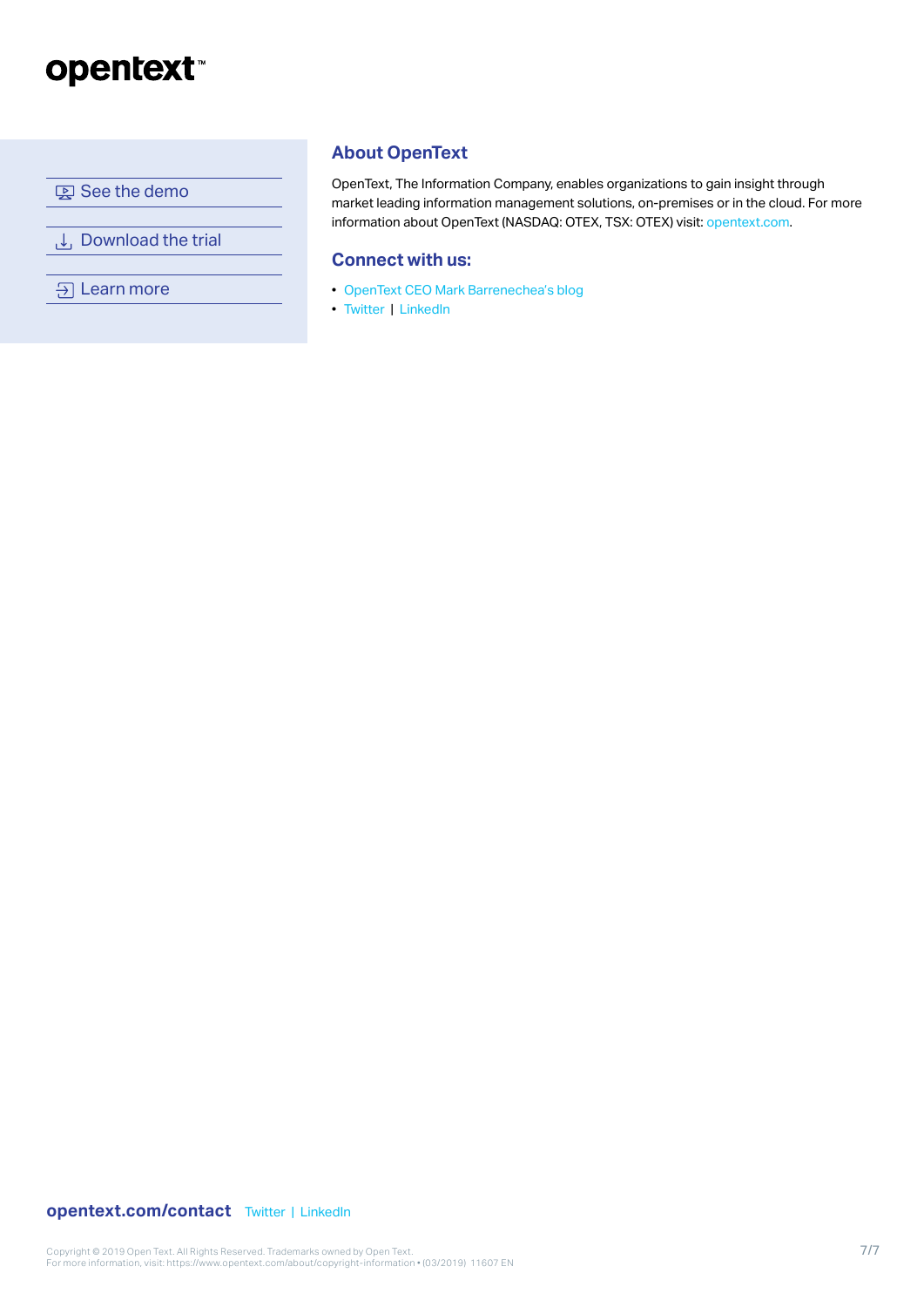- See the demo
- Download the trial
- Learn more

## About OpenText

OpenText, The Information Company, enables organizations to gain insight through market leading information management solutions, on-premises or in the cloud. For more information about OpenText (NASDAQ: OTEX, TSX: OTEX) visit: opentext.com.

## Connect with us:

- OpenText CEO Mark Barrenechea's blog
- Twitter | LinkedIn

**opentext.com/contact** Twitter | LinkedIn

Copyright © 2019 Open Text. All Rights Reserved. Trademarks owned by Open Text.
For more information, visit: https://www.opentext.com/about/copyright-information • (03/2019) 11607 EN